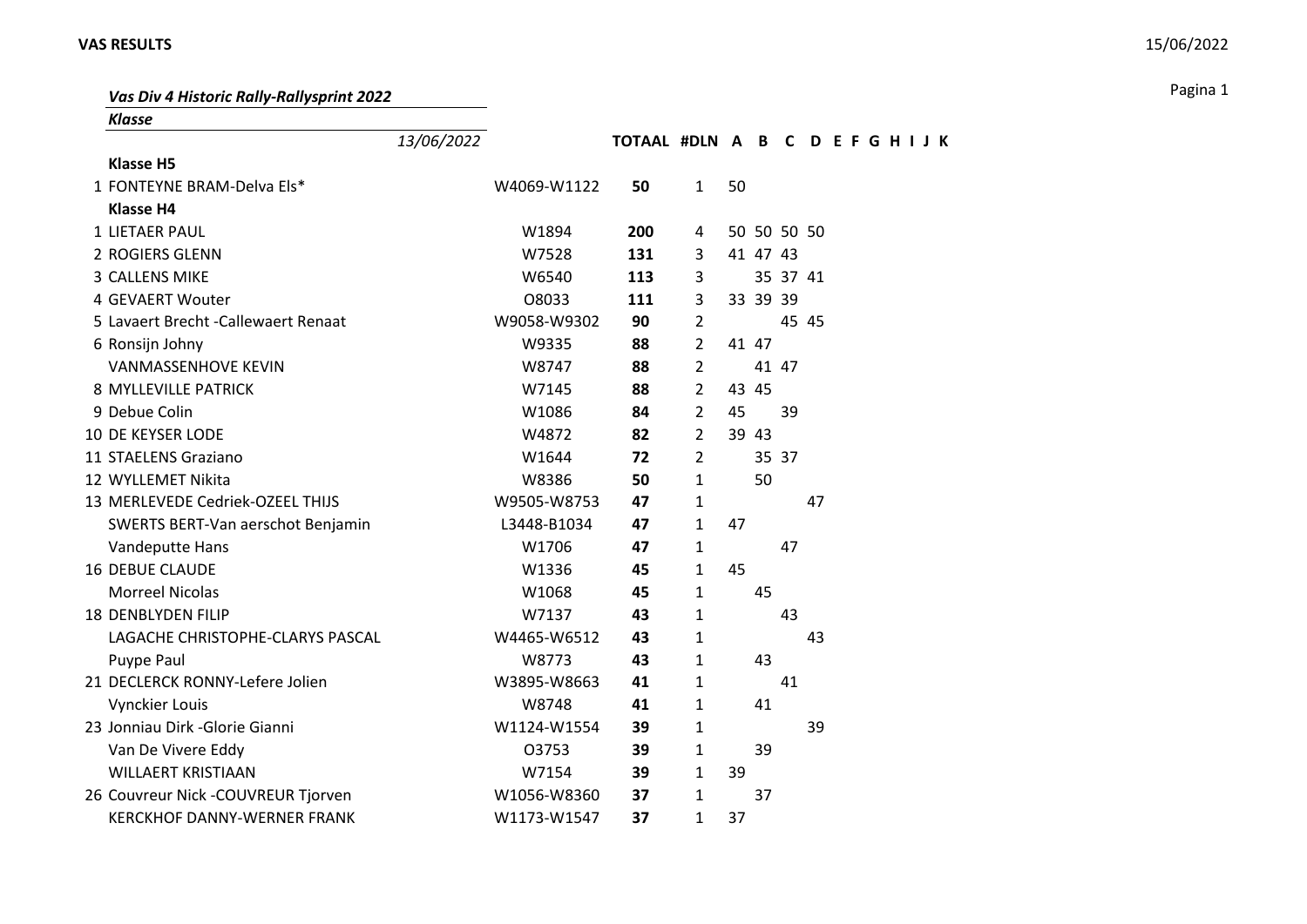### *Vas Div 4 Historic Rally-Rallysprint 2022*

***Klasse***

| *13/06/2022* | | TOTAAL | #DLN | A | B | C | D | E | F | G | H | I | J | K |
|---|---|---|---|---|---|---|---|---|---|---|---|---|---|---|
| **Klasse H5** | | | | | | | | | | | | | | |
| 1 FONTEYNE BRAM-Delva Els* | W4069-W1122 | **50** | 1 | 50 | | | | | | | | | | |
| **Klasse H4** | | | | | | | | | | | | | | |
| 1 LIETAER PAUL | W1894 | **200** | 4 | 50 | 50 | 50 | 50 | | | | | | | |
| 2 ROGIERS GLENN | W7528 | **131** | 3 | 41 | 47 | 43 | | | | | | | | |
| 3 CALLENS MIKE | W6540 | **113** | 3 | | 35 | 37 | 41 | | | | | | | |
| 4 GEVAERT Wouter | O8033 | **111** | 3 | 33 | 39 | 39 | | | | | | | | |
| 5 Lavaert Brecht -Callewaert Renaat | W9058-W9302 | **90** | 2 | | | 45 | 45 | | | | | | | |
| 6 Ronsijn Johny | W9335 | **88** | 2 | 41 | 47 | | | | | | | | | |
| VANMASSENHOVE KEVIN | W8747 | **88** | 2 | | 41 | 47 | | | | | | | | |
| 8 MYLLEVILLE PATRICK | W7145 | **88** | 2 | 43 | 45 | | | | | | | | | |
| 9 Debue Colin | W1086 | **84** | 2 | 45 | | 39 | | | | | | | | |
| 10 DE KEYSER LODE | W4872 | **82** | 2 | 39 | 43 | | | | | | | | | |
| 11 STAELENS Graziano | W1644 | **72** | 2 | | 35 | 37 | | | | | | | | |
| 12 WYLLEMET Nikita | W8386 | **50** | 1 | | 50 | | | | | | | | | |
| 13 MERLEVEDE Cedriek-OZEEL THIJS | W9505-W8753 | **47** | 1 | | | | 47 | | | | | | | |
| SWERTS BERT-Van aerschot Benjamin | L3448-B1034 | **47** | 1 | 47 | | | | | | | | | | |
| Vandeputte Hans | W1706 | **47** | 1 | | | 47 | | | | | | | | |
| 16 DEBUE CLAUDE | W1336 | **45** | 1 | 45 | | | | | | | | | | |
| Morreel Nicolas | W1068 | **45** | 1 | | 45 | | | | | | | | | |
| 18 DENBLYDEN FILIP | W7137 | **43** | 1 | | | 43 | | | | | | | | |
| LAGACHE CHRISTOPHE-CLARYS PASCAL | W4465-W6512 | **43** | 1 | | | | 43 | | | | | | | |
| Puype Paul | W8773 | **43** | 1 | | 43 | | | | | | | | | |
| 21 DECLERCK RONNY-Lefere Jolien | W3895-W8663 | **41** | 1 | | | 41 | | | | | | | | |
| Vynckier Louis | W8748 | **41** | 1 | | 41 | | | | | | | | | |
| 23 Jonniau Dirk -Glorie Gianni | W1124-W1554 | **39** | 1 | | | | 39 | | | | | | | |
| Van De Vivere Eddy | O3753 | **39** | 1 | | 39 | | | | | | | | | |
| WILLAERT KRISTIAAN | W7154 | **39** | 1 | 39 | | | | | | | | | | |
| 26 Couvreur Nick -COUVREUR Tjorven | W1056-W8360 | **37** | 1 | | 37 | | | | | | | | | |
| KERCKHOF DANNY-WERNER FRANK | W1173-W1547 | **37** | 1 | 37 | | | | | | | | | | |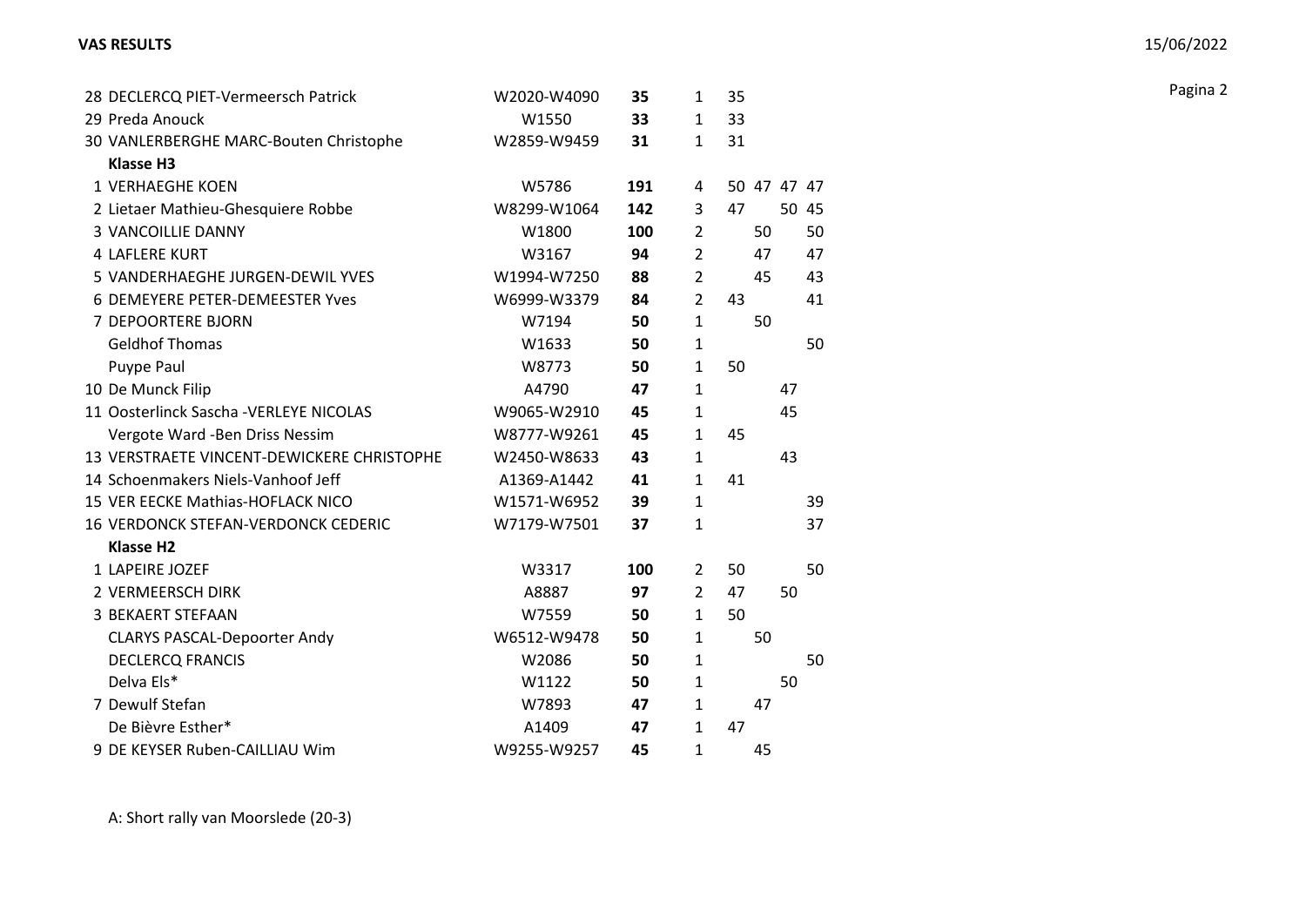| # | Naam | Licentie | Totaal | Aantal | A | B | C | D |
|---|---|---|---|---|---|---|---|---|
| 28 | DECLERCQ PIET-Vermeersch Patrick | W2020-W4090 | **35** | 1 | 35 | | | |
| 29 | Preda Anouck | W1550 | **33** | 1 | 33 | | | |
| 30 | VANLERBERGHE MARC-Bouten Christophe | W2859-W9459 | **31** | 1 | 31 | | | |
| | **Klasse H3** | | | | | | | |
| 1 | VERHAEGHE KOEN | W5786 | **191** | 4 | 50 | 47 | 47 | 47 |
| 2 | Lietaer Mathieu-Ghesquiere Robbe | W8299-W1064 | **142** | 3 | 47 | | 50 | 45 |
| 3 | VANCOILLIE DANNY | W1800 | **100** | 2 | | 50 | | 50 |
| 4 | LAFLERE KURT | W3167 | **94** | 2 | | 47 | | 47 |
| 5 | VANDERHAEGHE JURGEN-DEWIL YVES | W1994-W7250 | **88** | 2 | | 45 | | 43 |
| 6 | DEMEYERE PETER-DEMEESTER Yves | W6999-W3379 | **84** | 2 | 43 | | | 41 |
| 7 | DEPOORTERE BJORN | W7194 | **50** | 1 | | 50 | | |
| | Geldhof Thomas | W1633 | **50** | 1 | | | | 50 |
| | Puype Paul | W8773 | **50** | 1 | 50 | | | |
| 10 | De Munck Filip | A4790 | **47** | 1 | | | 47 | |
| 11 | Oosterlinck Sascha -VERLEYE NICOLAS | W9065-W2910 | **45** | 1 | | | 45 | |
| | Vergote Ward -Ben Driss Nessim | W8777-W9261 | **45** | 1 | 45 | | | |
| 13 | VERSTRAETE VINCENT-DEWICKERE CHRISTOPHE | W2450-W8633 | **43** | 1 | | | 43 | |
| 14 | Schoenmakers Niels-Vanhoof Jeff | A1369-A1442 | **41** | 1 | 41 | | | |
| 15 | VER EECKE Mathias-HOFLACK NICO | W1571-W6952 | **39** | 1 | | | | 39 |
| 16 | VERDONCK STEFAN-VERDONCK CEDERIC | W7179-W7501 | **37** | 1 | | | | 37 |
| | **Klasse H2** | | | | | | | |
| 1 | LAPEIRE JOZEF | W3317 | **100** | 2 | 50 | | | 50 |
| 2 | VERMEERSCH DIRK | A8887 | **97** | 2 | 47 | | 50 | |
| 3 | BEKAERT STEFAAN | W7559 | **50** | 1 | 50 | | | |
| | CLARYS PASCAL-Depoorter Andy | W6512-W9478 | **50** | 1 | | 50 | | |
| | DECLERCQ FRANCIS | W2086 | **50** | 1 | | | | 50 |
| | Delva Els* | W1122 | **50** | 1 | | | 50 | |
| 7 | Dewulf Stefan | W7893 | **47** | 1 | | 47 | | |
| | De Bièvre Esther* | A1409 | **47** | 1 | 47 | | | |
| 9 | DE KEYSER Ruben-CAILLIAU Wim | W9255-W9257 | **45** | 1 | | 45 | | |

A: Short rally van Moorslede (20-3)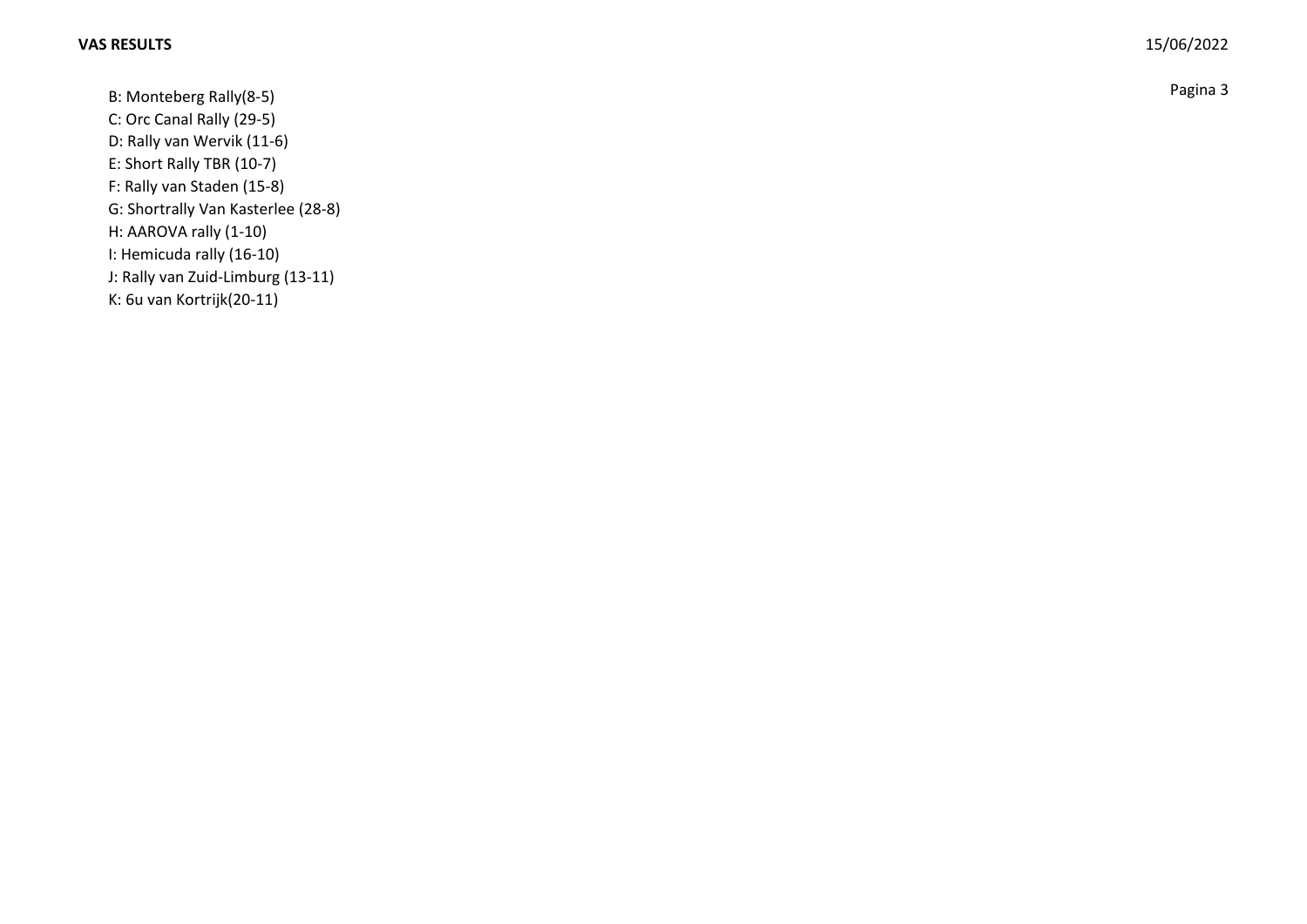B: Monteberg Rally(8-5)
C: Orc Canal Rally (29-5)
D: Rally van Wervik (11-6)
E: Short Rally TBR (10-7)
F: Rally van Staden (15-8)
G: Shortrally Van Kasterlee (28-8)
H: AAROVA rally (1-10)
I: Hemicuda rally (16-10)
J: Rally van Zuid-Limburg (13-11)
K: 6u van Kortrijk(20-11)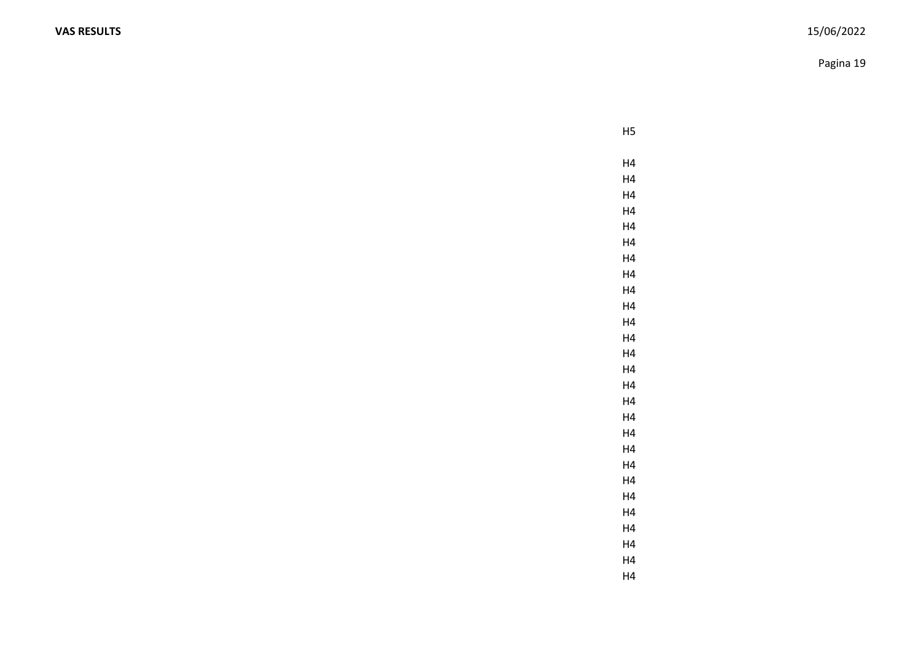H5

H4
H4
H4
H4
H4
H4
H4
H4
H4
H4
H4
H4
H4
H4
H4
H4
H4
H4
H4
H4
H4
H4
H4
H4
H4
H4
H4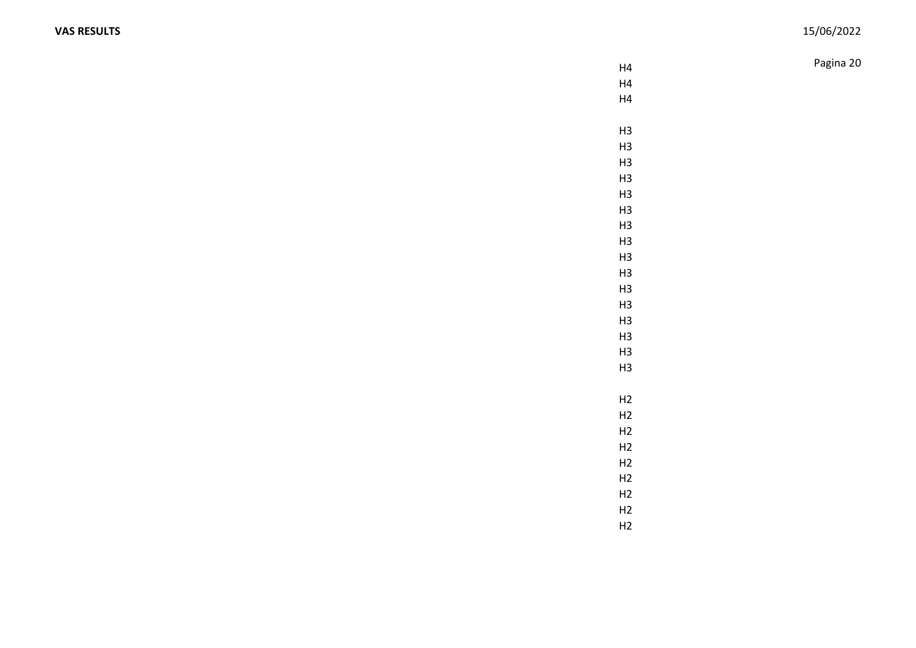H4
H4
H4

H3
H3
H3
H3
H3
H3
H3
H3
H3
H3
H3
H3
H3
H3
H3
H3

H2
H2
H2
H2
H2
H2
H2
H2
H2